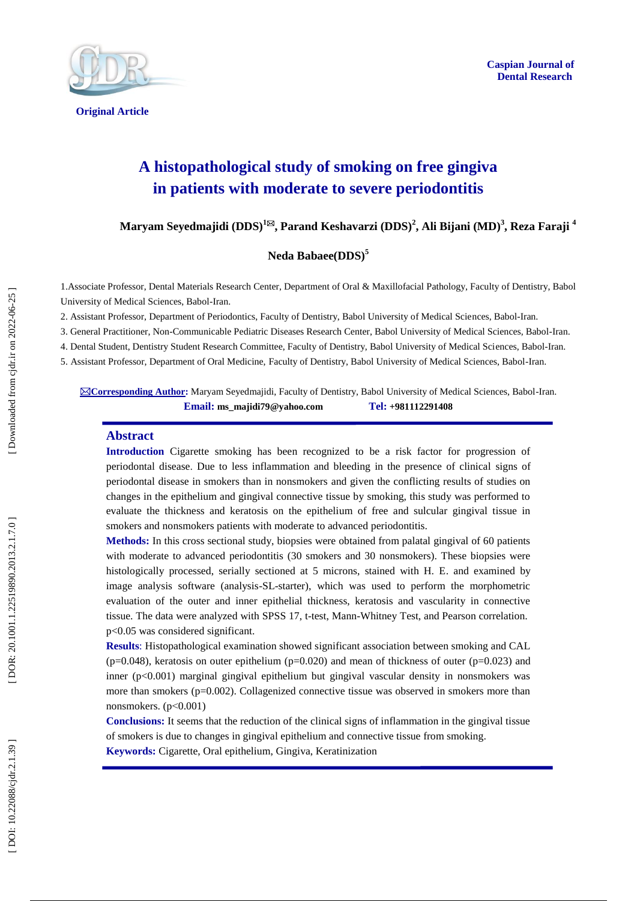**Original Article**

# A histopathological study of smoking on free gingiva in patients with moderate to severe periodontitis

**Maryam Seyedmajidi (DDS)[1]✉, Parand Keshavarzi (DDS)[2], Ali Bijani (MD)[3], Reza Faraji[4]**

**Neda Babaee(DDS)[5]**

1.Associate Professor, Dental Materials Research Center, Department of Oral & Maxillofacial Pathology, Faculty of Dentistry, Babol University of Medical Sciences, Babol-Iran.

2. Assistant Professor, Department of Periodontics, Faculty of Dentistry, Babol University of Medical Sciences, Babol-Iran.

3. General Practitioner, Non-Communicable Pediatric Diseases Research Center, Babol University of Medical Sciences, Babol-Iran.

4. Dental Student, Dentistry Student Research Committee, Faculty of Dentistry, Babol University of Medical Sciences, Babol-Iran.

5. Assistant Professor, Department of Oral Medicine, Faculty of Dentistry, Babol University of Medical Sciences, Babol-Iran.

✉**Corresponding Author:** Maryam Seyedmajidi, Faculty of Dentistry, Babol University of Medical Sciences, Babol-Iran.
**Email: ms_majidi79@yahoo.com** **Tel: +981112291408**

## Abstract

**Introduction** Cigarette smoking has been recognized to be a risk factor for progression of periodontal disease. Due to less inflammation and bleeding in the presence of clinical signs of periodontal disease in smokers than in nonsmokers and given the conflicting results of studies on changes in the epithelium and gingival connective tissue by smoking, this study was performed to evaluate the thickness and keratosis on the epithelium of free and sulcular gingival tissue in smokers and nonsmokers patients with moderate to advanced periodontitis.

**Methods:** In this cross sectional study, biopsies were obtained from palatal gingival of 60 patients with moderate to advanced periodontitis (30 smokers and 30 nonsmokers). These biopsies were histologically processed, serially sectioned at 5 microns, stained with H. E. and examined by image analysis software (analysis-SL-starter), which was used to perform the morphometric evaluation of the outer and inner epithelial thickness, keratosis and vascularity in connective tissue. The data were analyzed with SPSS 17, t-test, Mann-Whitney Test, and Pearson correlation. $p<0.05$ was considered significant.

**Results**: Histopathological examination showed significant association between smoking and CAL ($p=0.048$), keratosis on outer epithelium ($p=0.020$) and mean of thickness of outer ($p=0.023$) and inner ($p<0.001$) marginal gingival epithelium but gingival vascular density in nonsmokers was more than smokers ($p=0.002$). Collagenized connective tissue was observed in smokers more than nonsmokers. ($p<0.001$)

**Conclusions:** It seems that the reduction of the clinical signs of inflammation in the gingival tissue of smokers is due to changes in gingival epithelium and connective tissue from smoking.

**Keywords:** Cigarette, Oral epithelium, Gingiva, Keratinization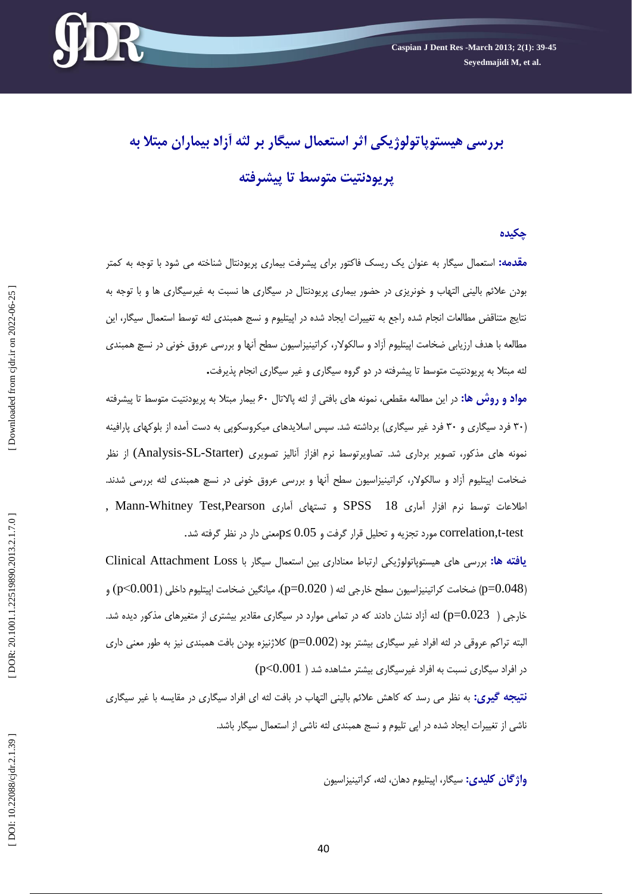# بررسی هیستوپاتولوژیکی اثر استعمال سیگار بر لثه آزاد بیماران مبتلا به پریودنتیت متوسط تا پیشرفته

## چکیده

**مقدمه:** استعمال سیگار به عنوان یک ریسک فاکتور برای پیشرفت بیماری پریودنتال شناخته می شود با توجه به کمتر بودن علائم بالینی التهاب و خونریزی در حضور بیماری پریودنتال در سیگاری ها نسبت به غیرسیگاری ها و با توجه به نتایج متناقض مطالعات انجام شده راجع به تغییرات ایجاد شده در اپیتلیوم و نسج همبندی لثه توسط استعمال سیگار، این مطالعه با هدف ارزیابی ضخامت اپیتلیوم آزاد و سالکولار، کراتینیزاسیون سطح آنها و بررسی عروق خونی در نسج همبندی لثه مبتلا به پریودنتیت متوسط تا پیشرفته در دو گروه سیگاری و غیر سیگاری انجام پذیرفت.

**مواد و روش ها:** در این مطالعه مقطعی، نمونه های بافتی از لثه پالاتال ۶۰ بیمار مبتلا به پریودنتیت متوسط تا پیشرفته (۳۰ فرد سیگاری و ۳۰ فرد غیر سیگاری) برداشته شد. سپس اسلایدهای میکروسکوپی به دست آمده از بلوکهای پارافینه نمونه های مذکور، تصویر برداری شد. تصاویرتوسط نرم افزار آنالیز تصویری (Analysis-SL-Starter) از نظر ضخامت اپیتلیوم آزاد و سالکولار، کراتینیزاسیون سطح آنها و بررسی عروق خونی در نسج همبندی لثه بررسی شدند. اطلاعات توسط نرم افزار آماری 18 SPSS و تستهای آماری Mann-Whitney Test,Pearson , correlation,t-test مورد تجزیه و تحلیل قرار گرفت و $p \leq 0.05$ معنی دار در نظر گرفته شد.

**یافته ها:** بررسی های هیستوپاتولوژیکی ارتباط معناداری بین استعمال سیگار با Clinical Attachment Loss ($p=0.048$) ضخامت کراتینیزاسیون سطح خارجی لثه ($p=0.020$)، میانگین ضخامت اپیتلیوم داخلی ($p<0.001$) و خارجی ($p=0.023$) لثه آزاد نشان دادند که در تمامی موارد در سیگاری مقادیر بیشتری از متغیرهای مذکور دیده شد. البته تراکم عروقی در لثه افراد غیر سیگاری بیشتر بود ($p=0.002$) کلاژنیزه بودن بافت همبندی نیز به طور معنی داری در افراد سیگاری نسبت به افراد غیرسیگاری بیشتر مشاهده شد ($p<0.001$)

**نتیجه گیری:** به نظر می رسد که کاهش علائم بالینی التهاب در بافت لثه ای افراد سیگاری در مقایسه با غیر سیگاری ناشی از تغییرات ایجاد شده در اپی تلیوم و نسج همبندی لثه ناشی از استعمال سیگار باشد.

**واژگان کلیدی:** سیگار، اپیتلیوم دهان، لثه، کراتینیزاسیون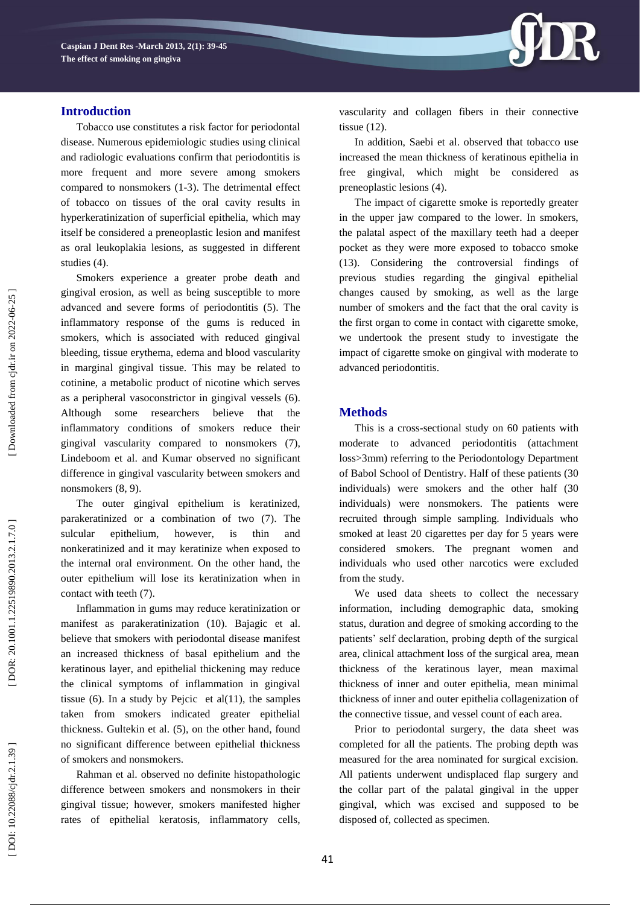## Introduction

Tobacco use constitutes a risk factor for periodontal disease. Numerous epidemiologic studies using clinical and radiologic evaluations confirm that periodontitis is more frequent and more severe among smokers compared to nonsmokers (1-3). The detrimental effect of tobacco on tissues of the oral cavity results in hyperkeratinization of superficial epithelia, which may itself be considered a preneoplastic lesion and manifest as oral leukoplakia lesions, as suggested in different studies (4).

Smokers experience a greater probe death and gingival erosion, as well as being susceptible to more advanced and severe forms of periodontitis (5). The inflammatory response of the gums is reduced in smokers, which is associated with reduced gingival bleeding, tissue erythema, edema and blood vascularity in marginal gingival tissue. This may be related to cotinine, a metabolic product of nicotine which serves as a peripheral vasoconstrictor in gingival vessels (6). Although some researchers believe that the inflammatory conditions of smokers reduce their gingival vascularity compared to nonsmokers (7), Lindeboom et al. and Kumar observed no significant difference in gingival vascularity between smokers and nonsmokers (8, 9).

The outer gingival epithelium is keratinized, parakeratinized or a combination of two (7). The sulcular epithelium, however, is thin and nonkeratinized and it may keratinize when exposed to the internal oral environment. On the other hand, the outer epithelium will lose its keratinization when in contact with teeth (7).

Inflammation in gums may reduce keratinization or manifest as parakeratinization (10). Bajagic et al. believe that smokers with periodontal disease manifest an increased thickness of basal epithelium and the keratinous layer, and epithelial thickening may reduce the clinical symptoms of inflammation in gingival tissue (6). In a study by Pejcic et al(11), the samples taken from smokers indicated greater epithelial thickness. Gultekin et al. (5), on the other hand, found no significant difference between epithelial thickness of smokers and nonsmokers.

Rahman et al. observed no definite histopathologic difference between smokers and nonsmokers in their gingival tissue; however, smokers manifested higher rates of epithelial keratosis, inflammatory cells, vascularity and collagen fibers in their connective tissue (12).

In addition, Saebi et al. observed that tobacco use increased the mean thickness of keratinous epithelia in free gingival, which might be considered as preneoplastic lesions (4).

The impact of cigarette smoke is reportedly greater in the upper jaw compared to the lower. In smokers, the palatal aspect of the maxillary teeth had a deeper pocket as they were more exposed to tobacco smoke (13). Considering the controversial findings of previous studies regarding the gingival epithelial changes caused by smoking, as well as the large number of smokers and the fact that the oral cavity is the first organ to come in contact with cigarette smoke, we undertook the present study to investigate the impact of cigarette smoke on gingival with moderate to advanced periodontitis.

## Methods

This is a cross-sectional study on 60 patients with moderate to advanced periodontitis (attachment loss>3mm) referring to the Periodontology Department of Babol School of Dentistry. Half of these patients (30 individuals) were smokers and the other half (30 individuals) were nonsmokers. The patients were recruited through simple sampling. Individuals who smoked at least 20 cigarettes per day for 5 years were considered smokers. The pregnant women and individuals who used other narcotics were excluded from the study.

We used data sheets to collect the necessary information, including demographic data, smoking status, duration and degree of smoking according to the patients' self declaration, probing depth of the surgical area, clinical attachment loss of the surgical area, mean thickness of the keratinous layer, mean maximal thickness of inner and outer epithelia, mean minimal thickness of inner and outer epithelia collagenization of the connective tissue, and vessel count of each area.

Prior to periodontal surgery, the data sheet was completed for all the patients. The probing depth was measured for the area nominated for surgical excision. All patients underwent undisplaced flap surgery and the collar part of the palatal gingival in the upper gingival, which was excised and supposed to be disposed of, collected as specimen.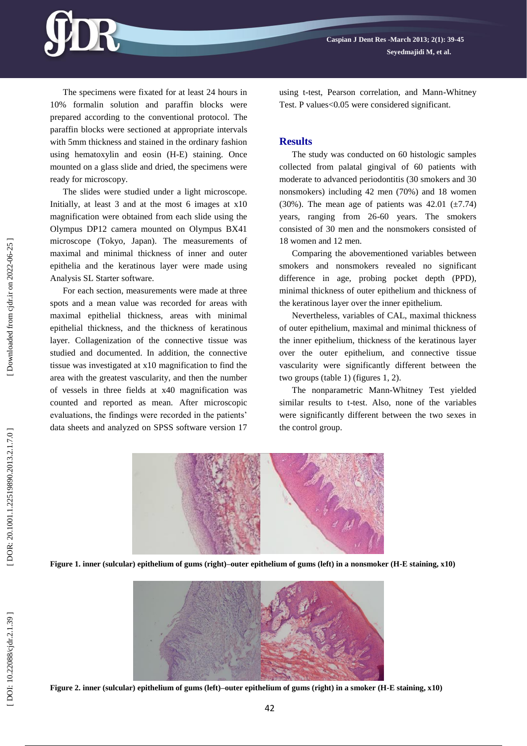The specimens were fixated for at least 24 hours in 10% formalin solution and paraffin blocks were prepared according to the conventional protocol. The paraffin blocks were sectioned at appropriate intervals with 5mm thickness and stained in the ordinary fashion using hematoxylin and eosin (H-E) staining. Once mounted on a glass slide and dried, the specimens were ready for microscopy.

The slides were studied under a light microscope. Initially, at least 3 and at the most 6 images at x10 magnification were obtained from each slide using the Olympus DP12 camera mounted on Olympus BX41 microscope (Tokyo, Japan). The measurements of maximal and minimal thickness of inner and outer epithelia and the keratinous layer were made using Analysis SL Starter software.

For each section, measurements were made at three spots and a mean value was recorded for areas with maximal epithelial thickness, areas with minimal epithelial thickness, and the thickness of keratinous layer. Collagenization of the connective tissue was studied and documented. In addition, the connective tissue was investigated at x10 magnification to find the area with the greatest vascularity, and then the number of vessels in three fields at x40 magnification was counted and reported as mean. After microscopic evaluations, the findings were recorded in the patients' data sheets and analyzed on SPSS software version 17 using t-test, Pearson correlation, and Mann-Whitney Test. P values<0.05 were considered significant.

## Results

The study was conducted on 60 histologic samples collected from palatal gingival of 60 patients with moderate to advanced periodontitis (30 smokers and 30 nonsmokers) including 42 men (70%) and 18 women (30%). The mean age of patients was 42.01 (±7.74) years, ranging from 26-60 years. The smokers consisted of 30 men and the nonsmokers consisted of 18 women and 12 men.

Comparing the abovementioned variables between smokers and nonsmokers revealed no significant difference in age, probing pocket depth (PPD), minimal thickness of outer epithelium and thickness of the keratinous layer over the inner epithelium.

Nevertheless, variables of CAL, maximal thickness of outer epithelium, maximal and minimal thickness of the inner epithelium, thickness of the keratinous layer over the outer epithelium, and connective tissue vascularity were significantly different between the two groups (table 1) (figures 1, 2).

The nonparametric Mann-Whitney Test yielded similar results to t-test. Also, none of the variables were significantly different between the two sexes in the control group.

**Figure 1. inner (sulcular) epithelium of gums (right)–outer epithelium of gums (left) in a nonsmoker (H-E staining, x10)**

**Figure 2. inner (sulcular) epithelium of gums (left)–outer epithelium of gums (right) in a smoker (H-E staining, x10)**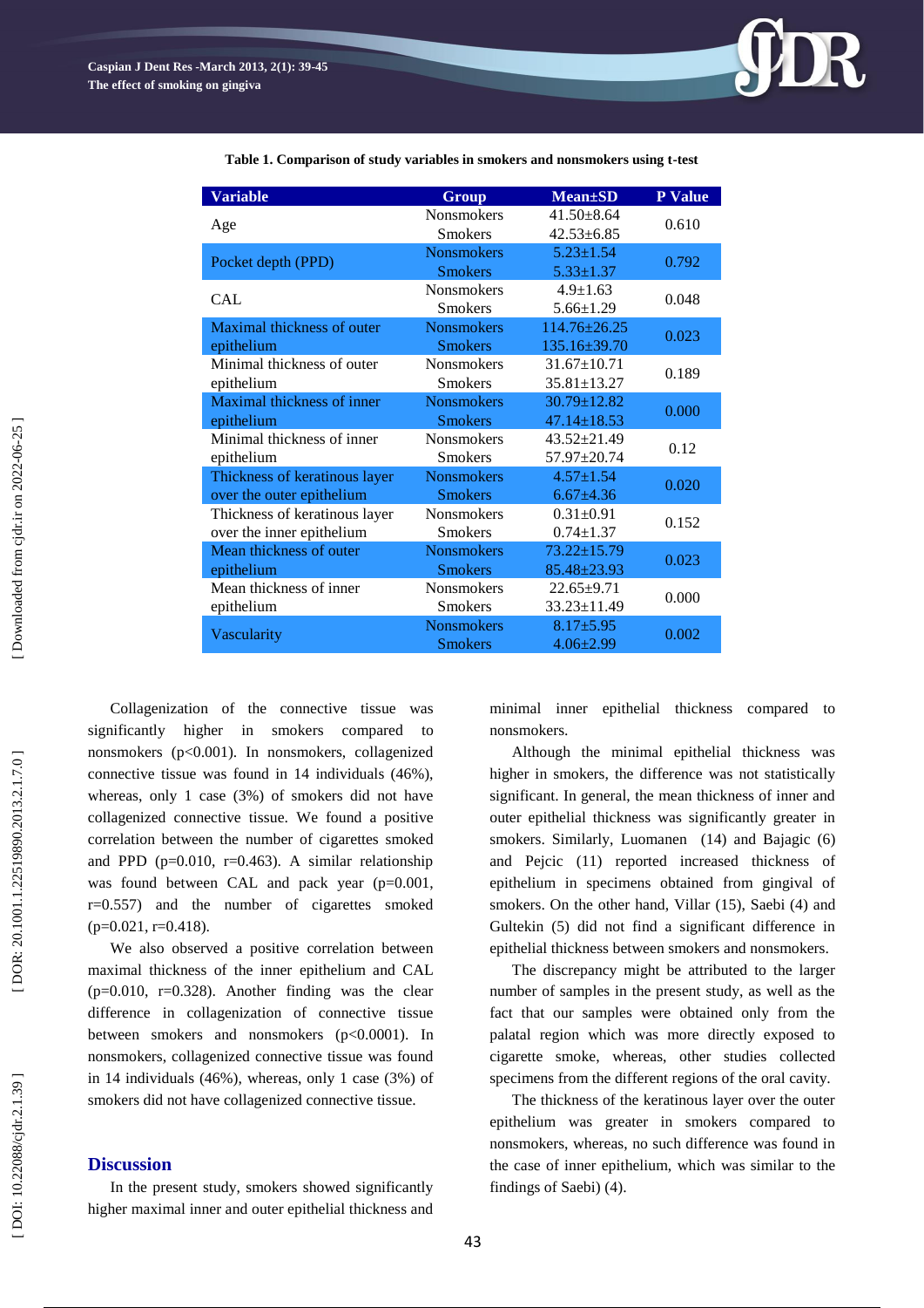**Table 1. Comparison of study variables in smokers and nonsmokers using t-test**

| Variable | Group | Mean±SD | P Value |
|---|---|---|---|
| Age | Nonsmokers | 41.50±8.64 | 0.610 |
| | Smokers | 42.53±6.85 | |
| Pocket depth (PPD) | Nonsmokers | 5.23±1.54 | 0.792 |
| | Smokers | 5.33±1.37 | |
| CAL | Nonsmokers | 4.9±1.63 | 0.048 |
| | Smokers | 5.66±1.29 | |
| Maximal thickness of outer epithelium | Nonsmokers | 114.76±26.25 | 0.023 |
| | Smokers | 135.16±39.70 | |
| Minimal thickness of outer epithelium | Nonsmokers | 31.67±10.71 | 0.189 |
| | Smokers | 35.81±13.27 | |
| Maximal thickness of inner epithelium | Nonsmokers | 30.79±12.82 | 0.000 |
| | Smokers | 47.14±18.53 | |
| Minimal thickness of inner epithelium | Nonsmokers | 43.52±21.49 | 0.12 |
| | Smokers | 57.97±20.74 | |
| Thickness of keratinous layer over the outer epithelium | Nonsmokers | 4.57±1.54 | 0.020 |
| | Smokers | 6.67±4.36 | |
| Thickness of keratinous layer over the inner epithelium | Nonsmokers | 0.31±0.91 | 0.152 |
| | Smokers | 0.74±1.37 | |
| Mean thickness of outer epithelium | Nonsmokers | 73.22±15.79 | 0.023 |
| | Smokers | 85.48±23.93 | |
| Mean thickness of inner epithelium | Nonsmokers | 22.65±9.71 | 0.000 |
| | Smokers | 33.23±11.49 | |
| Vascularity | Nonsmokers | 8.17±5.95 | 0.002 |
| | Smokers | 4.06±2.99 | |

Collagenization of the connective tissue was significantly higher in smokers compared to nonsmokers (p<0.001). In nonsmokers, collagenized connective tissue was found in 14 individuals (46%), whereas, only 1 case (3%) of smokers did not have collagenized connective tissue. We found a positive correlation between the number of cigarettes smoked and PPD (p=0.010, r=0.463). A similar relationship was found between CAL and pack year (p=0.001, r=0.557) and the number of cigarettes smoked (p=0.021, r=0.418).

We also observed a positive correlation between maximal thickness of the inner epithelium and CAL (p=0.010, r=0.328). Another finding was the clear difference in collagenization of connective tissue between smokers and nonsmokers (p<0.0001). In nonsmokers, collagenized connective tissue was found in 14 individuals (46%), whereas, only 1 case (3%) of smokers did not have collagenized connective tissue.

## Discussion

In the present study, smokers showed significantly higher maximal inner and outer epithelial thickness and minimal inner epithelial thickness compared to nonsmokers.

Although the minimal epithelial thickness was higher in smokers, the difference was not statistically significant. In general, the mean thickness of inner and outer epithelial thickness was significantly greater in smokers. Similarly, Luomanen (14) and Bajagic (6) and Pejcic (11) reported increased thickness of epithelium in specimens obtained from gingival of smokers. On the other hand, Villar (15), Saebi (4) and Gultekin (5) did not find a significant difference in epithelial thickness between smokers and nonsmokers.

The discrepancy might be attributed to the larger number of samples in the present study, as well as the fact that our samples were obtained only from the palatal region which was more directly exposed to cigarette smoke, whereas, other studies collected specimens from the different regions of the oral cavity.

The thickness of the keratinous layer over the outer epithelium was greater in smokers compared to nonsmokers, whereas, no such difference was found in the case of inner epithelium, which was similar to the findings of Saebi) (4).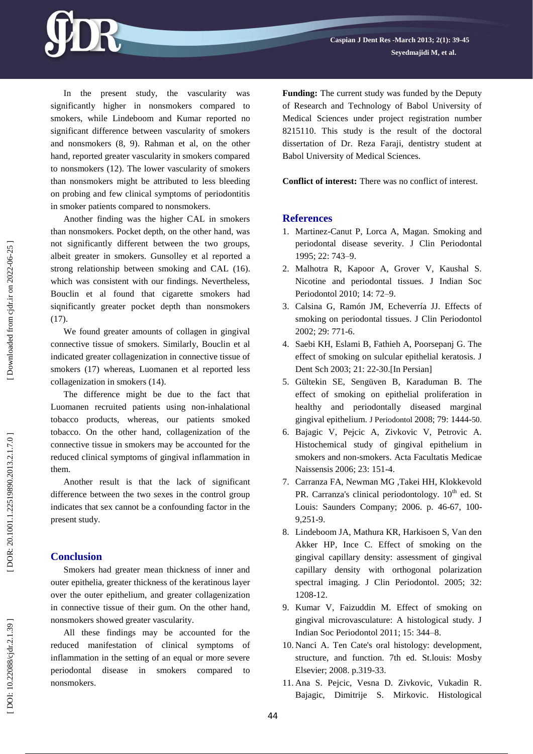In the present study, the vascularity was significantly higher in nonsmokers compared to smokers, while Lindeboom and Kumar reported no significant difference between vascularity of smokers and nonsmokers (8, 9). Rahman et al, on the other hand, reported greater vascularity in smokers compared to nonsmokers (12). The lower vascularity of smokers than nonsmokers might be attributed to less bleeding on probing and few clinical symptoms of periodontitis in smoker patients compared to nonsmokers.

Another finding was the higher CAL in smokers than nonsmokers. Pocket depth, on the other hand, was not significantly different between the two groups, albeit greater in smokers. Gunsolley et al reported a strong relationship between smoking and CAL (16). which was consistent with our findings. Nevertheless, Bouclin et al found that cigarette smokers had siqnificantly greater pocket depth than nonsmokers (17).

We found greater amounts of collagen in gingival connective tissue of smokers. Similarly, Bouclin et al indicated greater collagenization in connective tissue of smokers (17) whereas, Luomanen et al reported less collagenization in smokers (14).

The difference might be due to the fact that Luomanen recruited patients using non-inhalational tobacco products, whereas, our patients smoked tobacco. On the other hand, collagenization of the connective tissue in smokers may be accounted for the reduced clinical symptoms of gingival inflammation in them.

Another result is that the lack of significant difference between the two sexes in the control group indicates that sex cannot be a confounding factor in the present study.

## Conclusion

Smokers had greater mean thickness of inner and outer epithelia, greater thickness of the keratinous layer over the outer epithelium, and greater collagenization in connective tissue of their gum. On the other hand, nonsmokers showed greater vascularity.

All these findings may be accounted for the reduced manifestation of clinical symptoms of inflammation in the setting of an equal or more severe periodontal disease in smokers compared to nonsmokers.

**Funding:** The current study was funded by the Deputy of Research and Technology of Babol University of Medical Sciences under project registration number 8215110. This study is the result of the doctoral dissertation of Dr. Reza Faraji, dentistry student at Babol University of Medical Sciences.

**Conflict of interest:** There was no conflict of interest.

## References

1. Martinez-Canut P, Lorca A, Magan. Smoking and periodontal disease severity. J Clin Periodontal 1995; 22: 743–9.
2. Malhotra R, Kapoor A, Grover V, Kaushal S. Nicotine and periodontal tissues. J Indian Soc Periodontol 2010; 14: 72–9.
3. Calsina G, Ramón JM, Echeverría JJ. Effects of smoking on periodontal tissues. J Clin Periodontol 2002; 29: 771-6.
4. Saebi KH, Eslami B, Fathieh A, Poorsepanj G. The effect of smoking on sulcular epithelial keratosis. J Dent Sch 2003; 21: 22-30.[In Persian]
5. Gültekin SE, Sengüven B, Karaduman B. The effect of smoking on epithelial proliferation in healthy and periodontally diseased marginal gingival epithelium. J Periodontol 2008; 79: 1444-50.
6. Bajagic V, Pejcic A, Zivkovic V, Petrovic A. Histochemical study of gingival epithelium in smokers and non-smokers. Acta Facultatis Medicae Naissensis 2006; 23: 151-4.
7. Carranza FA, Newman MG ,Takei HH, Klokkevold PR. Carranza's clinical periodontology. 10th ed. St Louis: Saunders Company; 2006. p. 46-67, 100-9,251-9.
8. Lindeboom JA, Mathura KR, Harkisoen S, Van den Akker HP, Ince C. Effect of smoking on the gingival capillary density: assessment of gingival capillary density with orthogonal polarization spectral imaging. J Clin Periodontol. 2005; 32: 1208-12.
9. Kumar V, Faizuddin M. Effect of smoking on gingival microvasculature: A histological study. J Indian Soc Periodontol 2011; 15: 344–8.
10. Nanci A. Ten Cate's oral histology: development, structure, and function. 7th ed. St.louis: Mosby Elsevier; 2008. p.319-33.
11. Ana S. Pejcic, Vesna D. Zivkovic, Vukadin R. Bajagic, Dimitrije S. Mirkovic. Histological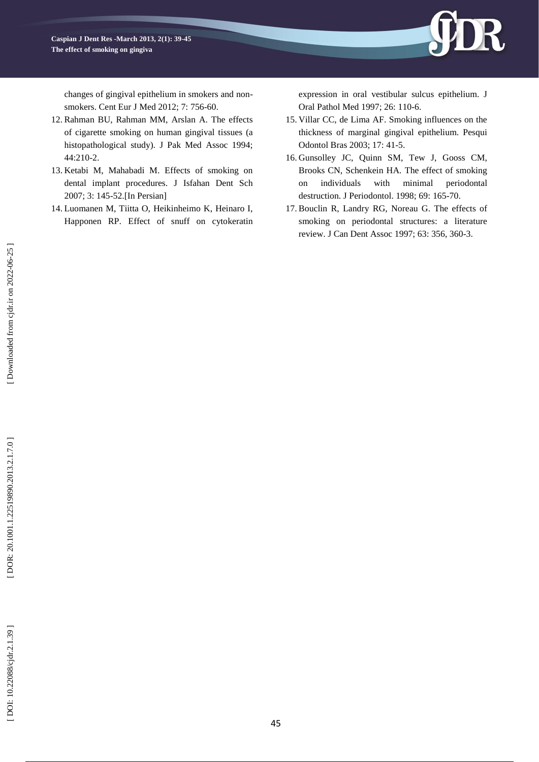changes of gingival epithelium in smokers and non-smokers. Cent Eur J Med 2012; 7: 756-60.

12. Rahman BU, Rahman MM, Arslan A. The effects of cigarette smoking on human gingival tissues (a histopathological study). J Pak Med Assoc 1994; 44:210-2.
13. Ketabi M, Mahabadi M. Effects of smoking on dental implant procedures. J Isfahan Dent Sch 2007; 3: 145-52.[In Persian]
14. Luomanen M, Tiitta O, Heikinheimo K, Heinaro I, Happonen RP. Effect of snuff on cytokeratin expression in oral vestibular sulcus epithelium. J Oral Pathol Med 1997; 26: 110-6.
15. Villar CC, de Lima AF. Smoking influences on the thickness of marginal gingival epithelium. Pesqui Odontol Bras 2003; 17: 41-5.
16. Gunsolley JC, Quinn SM, Tew J, Gooss CM, Brooks CN, Schenkein HA. The effect of smoking on individuals with minimal periodontal destruction. J Periodontol. 1998; 69: 165-70.
17. Bouclin R, Landry RG, Noreau G. The effects of smoking on periodontal structures: a literature review. J Can Dent Assoc 1997; 63: 356, 360-3.